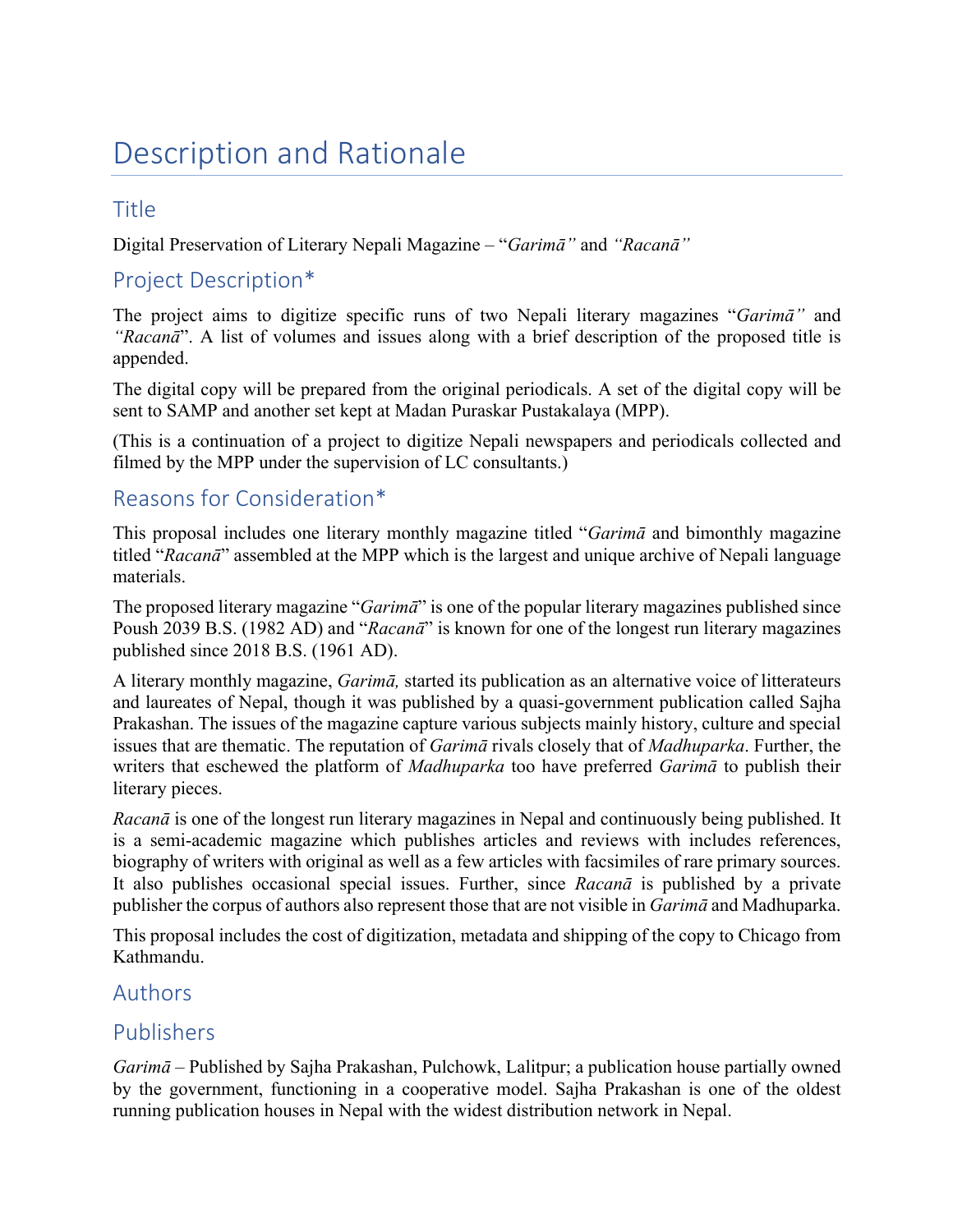# Description and Rationale

## Title

Digital Preservation of Literary Nepali Magazine – "*Garimā"* and *"Racanā"*

## Project Description*

The project aims to digitize specific runs of two Nepali literary magazines "*Garimā"* and *"Racanā*". A list of volumes and issues along with a brief description of the proposed title is appended.

The digital copy will be prepared from the original periodicals. A set of the digital copy will be sent to SAMP and another set kept at Madan Puraskar Pustakalaya (MPP).

(This is a continuation of a project to digitize Nepali newspapers and periodicals collected and filmed by the MPP under the supervision of LC consultants.)

## Reasons for Consideration*

This proposal includes one literary monthly magazine titled "*Garimā* and bimonthly magazine titled "*Racanā*" assembled at the MPP which is the largest and unique archive of Nepali language materials.

The proposed literary magazine "*Garimā*" is one of the popular literary magazines published since Poush 2039 B.S. (1982 AD) and "*Racanā*" is known for one of the longest run literary magazines published since 2018 B.S. (1961 AD).

A literary monthly magazine, *Garimā,* started its publication as an alternative voice of litterateurs and laureates of Nepal, though it was published by a quasi-government publication called Sajha Prakashan. The issues of the magazine capture various subjects mainly history, culture and special issues that are thematic. The reputation of *Garimā* rivals closely that of *Madhuparka*. Further, the writers that eschewed the platform of *Madhuparka* too have preferred *Garimā* to publish their literary pieces.

*Racanā* is one of the longest run literary magazines in Nepal and continuously being published. It is a semi-academic magazine which publishes articles and reviews with includes references, biography of writers with original as well as a few articles with facsimiles of rare primary sources. It also publishes occasional special issues. Further, since *Racanā* is published by a private publisher the corpus of authors also represent those that are not visible in *Garimā* and Madhuparka.

This proposal includes the cost of digitization, metadata and shipping of the copy to Chicago from Kathmandu.

## Authors

## Publishers

*Garimā* – Published by Sajha Prakashan, Pulchowk, Lalitpur; a publication house partially owned by the government, functioning in a cooperative model. Sajha Prakashan is one of the oldest running publication houses in Nepal with the widest distribution network in Nepal.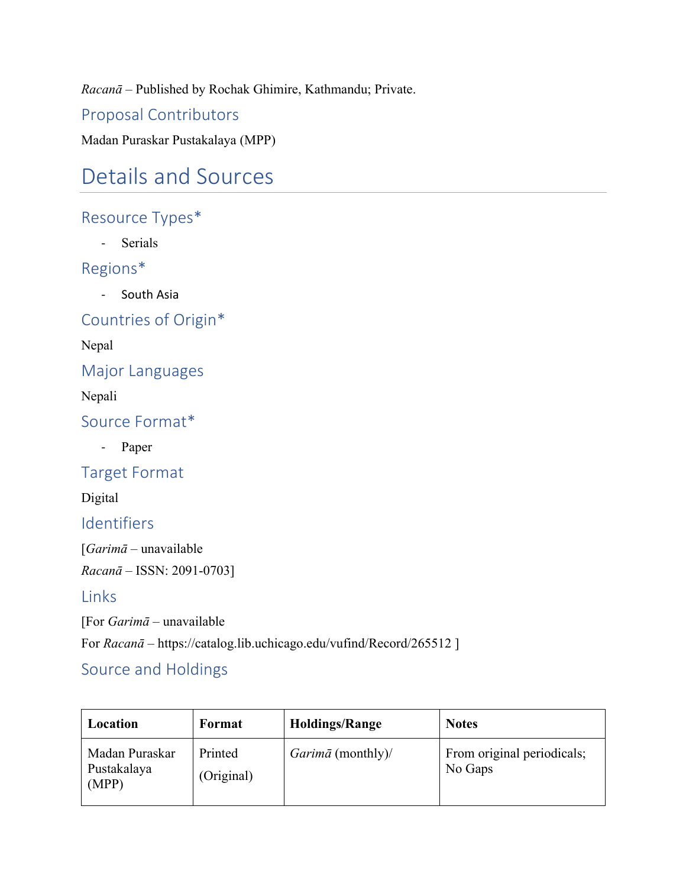*Racanā* – Published by Rochak Ghimire, Kathmandu; Private.

### Proposal Contributors

Madan Puraskar Pustakalaya (MPP)

## Details and Sources

### Resource Types*

- Serials

### Regions*

- South Asia

### Countries of Origin*

Nepal

### Major Languages

Nepali

### Source Format*

- Paper

### Target Format

Digital

### Identifiers

[*Garimā* – unavailable

*Racanā* – ISSN: 2091-0703]

### Links

[For *Garimā* – unavailable

For *Racanā* – https://catalog.lib.uchicago.edu/vufind/Record/265512 ]

### Source and Holdings

| **Location** | **Format** | **Holdings/Range** | **Notes** |
| --- | --- | --- | --- |
| Madan Puraskar Pustakalaya (MPP) | Printed (Original) | *Garimā* (monthly)/ | From original periodicals; No Gaps |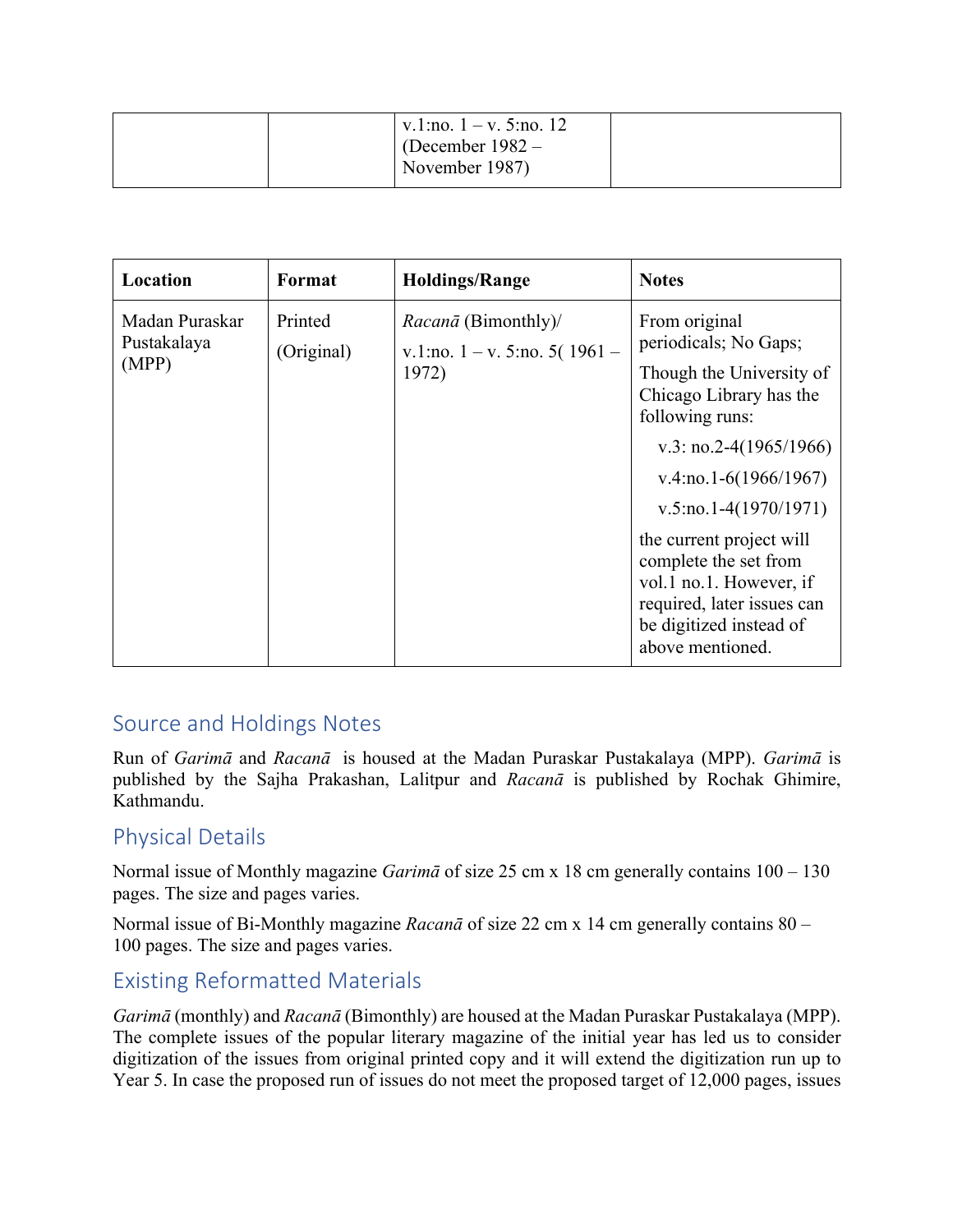| | | | |
|---|---|---|---|
| | | v.1:no. 1 – v. 5:no. 12 (December 1982 – November 1987) | |

| **Location** | **Format** | **Holdings/Range** | **Notes** |
|---|---|---|---|
| Madan Puraskar Pustakalaya (MPP) | Printed (Original) | *Racanā* (Bimonthly)/ v.1:no. 1 – v. 5:no. 5( 1961 – 1972) | From original periodicals; No Gaps; Though the University of Chicago Library has the following runs: v.3: no.2-4(1965/1966) v.4:no.1-6(1966/1967) v.5:no.1-4(1970/1971) the current project will complete the set from vol.1 no.1. However, if required, later issues can be digitized instead of above mentioned. |

## Source and Holdings Notes

Run of *Garimā* and *Racanā* is housed at the Madan Puraskar Pustakalaya (MPP). *Garimā* is published by the Sajha Prakashan, Lalitpur and *Racanā* is published by Rochak Ghimire, Kathmandu.

## Physical Details

Normal issue of Monthly magazine *Garimā* of size 25 cm x 18 cm generally contains 100 – 130 pages. The size and pages varies.

Normal issue of Bi-Monthly magazine *Racanā* of size 22 cm x 14 cm generally contains 80 – 100 pages. The size and pages varies.

## Existing Reformatted Materials

*Garimā* (monthly) and *Racanā* (Bimonthly) are housed at the Madan Puraskar Pustakalaya (MPP). The complete issues of the popular literary magazine of the initial year has led us to consider digitization of the issues from original printed copy and it will extend the digitization run up to Year 5. In case the proposed run of issues do not meet the proposed target of 12,000 pages, issues